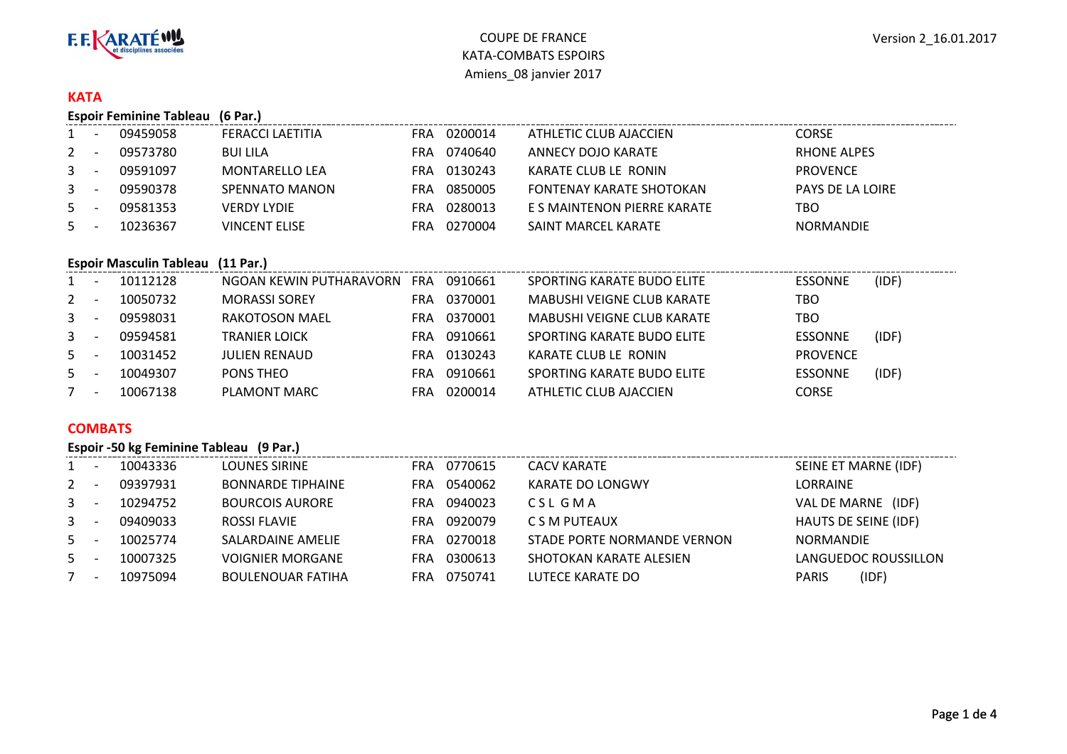F.F.KARATÉ et disciplines associées

COUPE DE FRANCE
KATA-COMBATS ESPOIRS
Amiens_08 janvier 2017

Version 2_16.01.2017

## KATA

### Espoir Feminine Tableau (6 Par.)

| | | | | | | | |
|---|---|---|---|---|---|---|---|
| 1 | - | 09459058 | FERACCI LAETITIA | FRA | 0200014 | ATHLETIC CLUB AJACCIEN | CORSE |
| 2 | - | 09573780 | BUI LILA | FRA | 0740640 | ANNECY DOJO KARATE | RHONE ALPES |
| 3 | - | 09591097 | MONTARELLO LEA | FRA | 0130243 | KARATE CLUB LE RONIN | PROVENCE |
| 3 | - | 09590378 | SPENNATO MANON | FRA | 0850005 | FONTENAY KARATE SHOTOKAN | PAYS DE LA LOIRE |
| 5 | - | 09581353 | VERDY LYDIE | FRA | 0280013 | E S MAINTENON PIERRE KARATE | TBO |
| 5 | - | 10236367 | VINCENT ELISE | FRA | 0270004 | SAINT MARCEL KARATE | NORMANDIE |

### Espoir Masculin Tableau (11 Par.)

| | | | | | | | |
|---|---|---|---|---|---|---|---|
| 1 | - | 10112128 | NGOAN KEWIN PUTHARAVORN | FRA | 0910661 | SPORTING KARATE BUDO ELITE | ESSONNE (IDF) |
| 2 | - | 10050732 | MORASSI SOREY | FRA | 0370001 | MABUSHI VEIGNE CLUB KARATE | TBO |
| 3 | - | 09598031 | RAKOTOSON MAEL | FRA | 0370001 | MABUSHI VEIGNE CLUB KARATE | TBO |
| 3 | - | 09594581 | TRANIER LOICK | FRA | 0910661 | SPORTING KARATE BUDO ELITE | ESSONNE (IDF) |
| 5 | - | 10031452 | JULIEN RENAUD | FRA | 0130243 | KARATE CLUB LE RONIN | PROVENCE |
| 5 | - | 10049307 | PONS THEO | FRA | 0910661 | SPORTING KARATE BUDO ELITE | ESSONNE (IDF) |
| 7 | - | 10067138 | PLAMONT MARC | FRA | 0200014 | ATHLETIC CLUB AJACCIEN | CORSE |

## COMBATS

### Espoir -50 kg Feminine Tableau (9 Par.)

| | | | | | | | |
|---|---|---|---|---|---|---|---|
| 1 | - | 10043336 | LOUNES SIRINE | FRA | 0770615 | CACV KARATE | SEINE ET MARNE (IDF) |
| 2 | - | 09397931 | BONNARDE TIPHAINE | FRA | 0540062 | KARATE DO LONGWY | LORRAINE |
| 3 | - | 10294752 | BOURCOIS AURORE | FRA | 0940023 | C S L G M A | VAL DE MARNE (IDF) |
| 3 | - | 09409033 | ROSSI FLAVIE | FRA | 0920079 | C S M PUTEAUX | HAUTS DE SEINE (IDF) |
| 5 | - | 10025774 | SALARDAINE AMELIE | FRA | 0270018 | STADE PORTE NORMANDE VERNON | NORMANDIE |
| 5 | - | 10007325 | VOIGNIER MORGANE | FRA | 0300613 | SHOTOKAN KARATE ALESIEN | LANGUEDOC ROUSSILLON |
| 7 | - | 10975094 | BOULENOUAR FATIHA | FRA | 0750741 | LUTECE KARATE DO | PARIS (IDF) |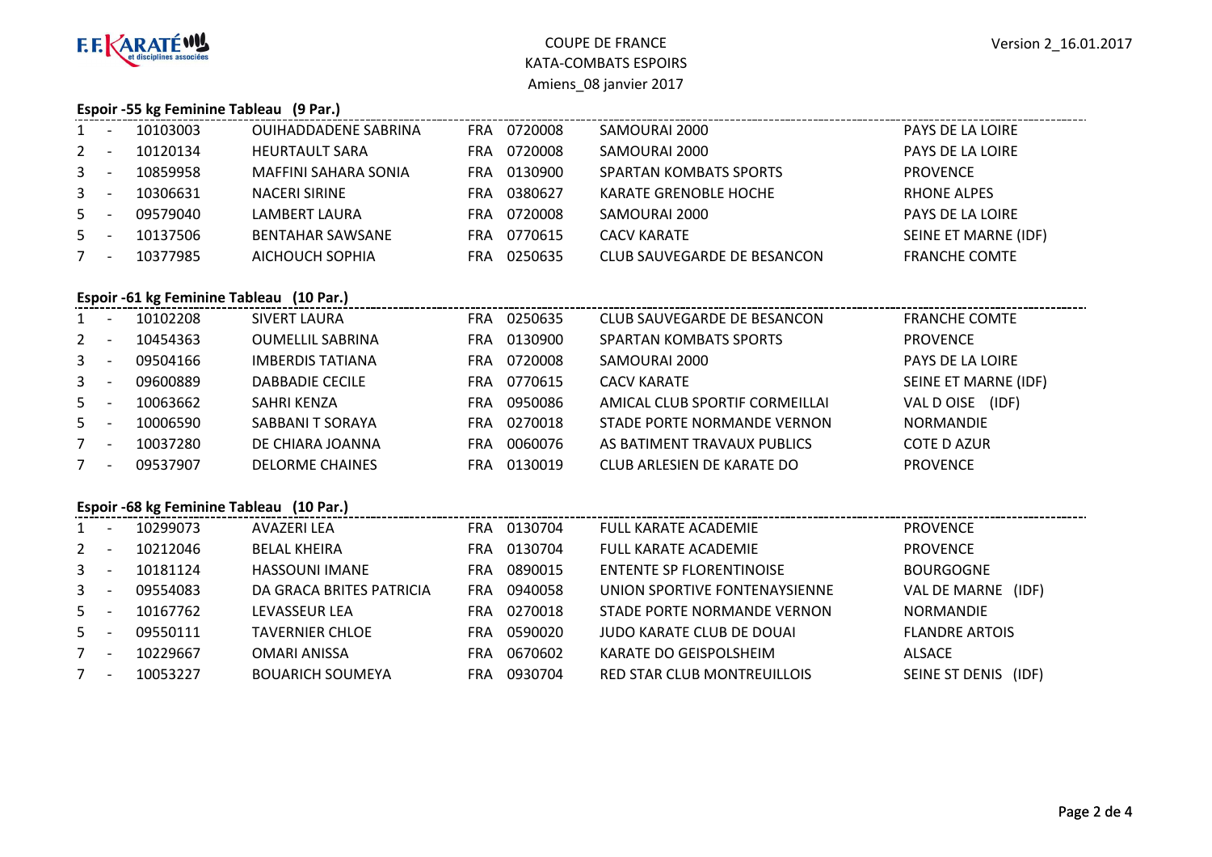COUPE DE FRANCE
KATA-COMBATS ESPOIRS
Amiens_08 janvier 2017

Version 2_16.01.2017

### Espoir -55 kg Feminine Tableau (9 Par.)

| Rang | | Licence | Nom | Pays | Club N° | Club | Ligue |
|---|---|---|---|---|---|---|---|
| 1 | - | 10103003 | OUIHADDADENE SABRINA | FRA | 0720008 | SAMOURAI 2000 | PAYS DE LA LOIRE |
| 2 | - | 10120134 | HEURTAULT SARA | FRA | 0720008 | SAMOURAI 2000 | PAYS DE LA LOIRE |
| 3 | - | 10859958 | MAFFINI SAHARA SONIA | FRA | 0130900 | SPARTAN KOMBATS SPORTS | PROVENCE |
| 3 | - | 10306631 | NACERI SIRINE | FRA | 0380627 | KARATE GRENOBLE HOCHE | RHONE ALPES |
| 5 | - | 09579040 | LAMBERT LAURA | FRA | 0720008 | SAMOURAI 2000 | PAYS DE LA LOIRE |
| 5 | - | 10137506 | BENTAHAR SAWSANE | FRA | 0770615 | CACV KARATE | SEINE ET MARNE (IDF) |
| 7 | - | 10377985 | AICHOUCH SOPHIA | FRA | 0250635 | CLUB SAUVEGARDE DE BESANCON | FRANCHE COMTE |

### Espoir -61 kg Feminine Tableau (10 Par.)

| Rang | | Licence | Nom | Pays | Club N° | Club | Ligue |
|---|---|---|---|---|---|---|---|
| 1 | - | 10102208 | SIVERT LAURA | FRA | 0250635 | CLUB SAUVEGARDE DE BESANCON | FRANCHE COMTE |
| 2 | - | 10454363 | OUMELLIL SABRINA | FRA | 0130900 | SPARTAN KOMBATS SPORTS | PROVENCE |
| 3 | - | 09504166 | IMBERDIS TATIANA | FRA | 0720008 | SAMOURAI 2000 | PAYS DE LA LOIRE |
| 3 | - | 09600889 | DABBADIE CECILE | FRA | 0770615 | CACV KARATE | SEINE ET MARNE (IDF) |
| 5 | - | 10063662 | SAHRI KENZA | FRA | 0950086 | AMICAL CLUB SPORTIF CORMEILLAI | VAL D OISE (IDF) |
| 5 | - | 10006590 | SABBANI T SORAYA | FRA | 0270018 | STADE PORTE NORMANDE VERNON | NORMANDIE |
| 7 | - | 10037280 | DE CHIARA JOANNA | FRA | 0060076 | AS BATIMENT TRAVAUX PUBLICS | COTE D AZUR |
| 7 | - | 09537907 | DELORME CHAINES | FRA | 0130019 | CLUB ARLESIEN DE KARATE DO | PROVENCE |

### Espoir -68 kg Feminine Tableau (10 Par.)

| Rang | | Licence | Nom | Pays | Club N° | Club | Ligue |
|---|---|---|---|---|---|---|---|
| 1 | - | 10299073 | AVAZERI LEA | FRA | 0130704 | FULL KARATE ACADEMIE | PROVENCE |
| 2 | - | 10212046 | BELAL KHEIRA | FRA | 0130704 | FULL KARATE ACADEMIE | PROVENCE |
| 3 | - | 10181124 | HASSOUNI IMANE | FRA | 0890015 | ENTENTE SP FLORENTINOISE | BOURGOGNE |
| 3 | - | 09554083 | DA GRACA BRITES PATRICIA | FRA | 0940058 | UNION SPORTIVE FONTENAYSIENNE | VAL DE MARNE (IDF) |
| 5 | - | 10167762 | LEVASSEUR LEA | FRA | 0270018 | STADE PORTE NORMANDE VERNON | NORMANDIE |
| 5 | - | 09550111 | TAVERNIER CHLOE | FRA | 0590020 | JUDO KARATE CLUB DE DOUAI | FLANDRE ARTOIS |
| 7 | - | 10229667 | OMARI ANISSA | FRA | 0670602 | KARATE DO GEISPOLSHEIM | ALSACE |
| 7 | - | 10053227 | BOUARICH SOUMEYA | FRA | 0930704 | RED STAR CLUB MONTREUILLOIS | SEINE ST DENIS (IDF) |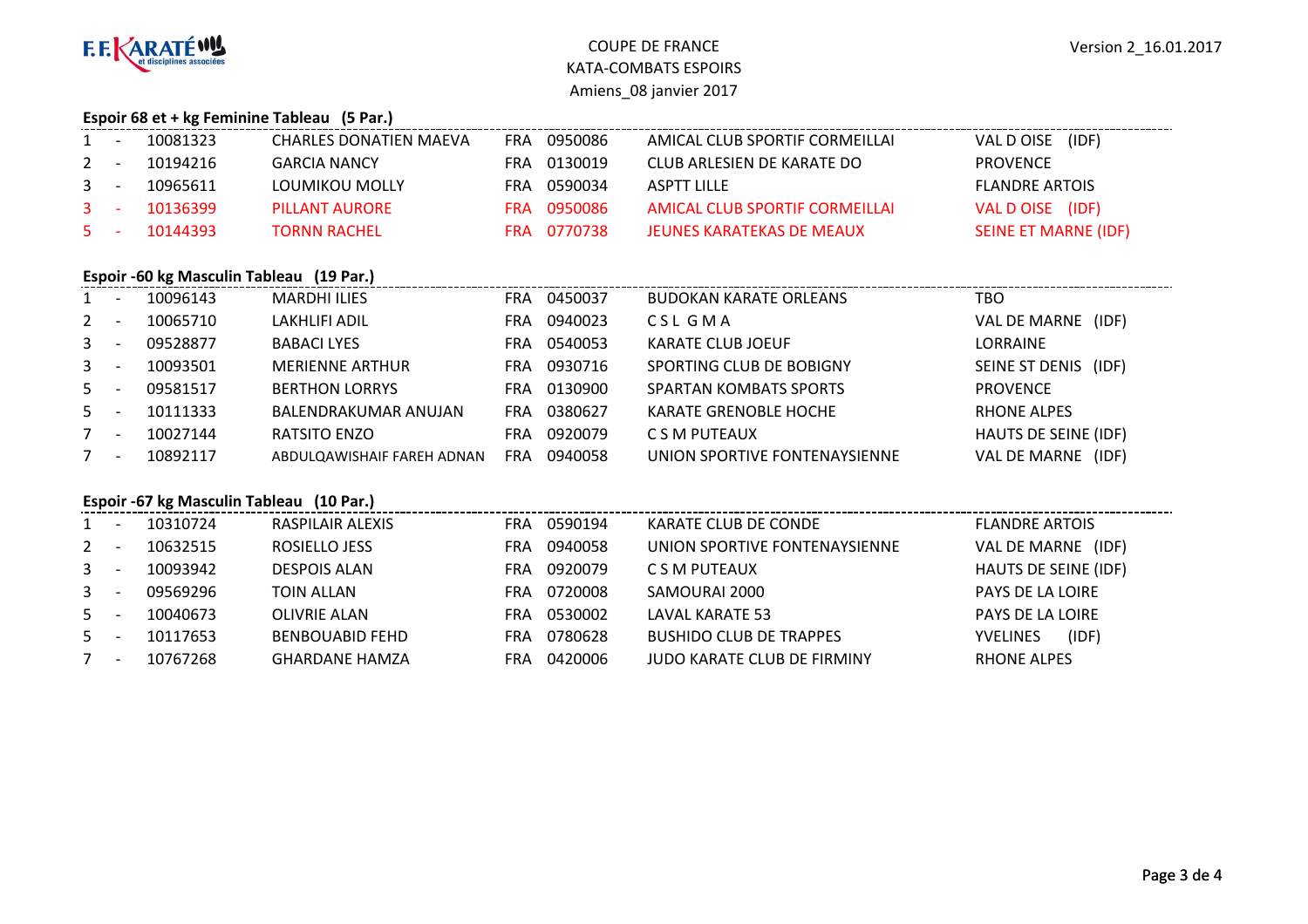COUPE DE FRANCE
KATA-COMBATS ESPOIRS
Amiens_08 janvier 2017

Version 2_16.01.2017

### Espoir 68 et + kg Feminine Tableau (5 Par.)

| | | | | | | | |
|---|---|---|---|---|---|---|---|
| 1 | - | 10081323 | CHARLES DONATIEN MAEVA | FRA | 0950086 | AMICAL CLUB SPORTIF CORMEILLAI | VAL D OISE (IDF) |
| 2 | - | 10194216 | GARCIA NANCY | FRA | 0130019 | CLUB ARLESIEN DE KARATE DO | PROVENCE |
| 3 | - | 10965611 | LOUMIKOU MOLLY | FRA | 0590034 | ASPTT LILLE | FLANDRE ARTOIS |
| 3 | - | 10136399 | PILLANT AURORE | FRA | 0950086 | AMICAL CLUB SPORTIF CORMEILLAI | VAL D OISE (IDF) |
| 5 | - | 10144393 | TORNN RACHEL | FRA | 0770738 | JEUNES KARATEKAS DE MEAUX | SEINE ET MARNE (IDF) |

### Espoir -60 kg Masculin Tableau (19 Par.)

| | | | | | | | |
|---|---|---|---|---|---|---|---|
| 1 | - | 10096143 | MARDHI ILIES | FRA | 0450037 | BUDOKAN KARATE ORLEANS | TBO |
| 2 | - | 10065710 | LAKHLIFI ADIL | FRA | 0940023 | C S L G M A | VAL DE MARNE (IDF) |
| 3 | - | 09528877 | BABACI LYES | FRA | 0540053 | KARATE CLUB JOEUF | LORRAINE |
| 3 | - | 10093501 | MERIENNE ARTHUR | FRA | 0930716 | SPORTING CLUB DE BOBIGNY | SEINE ST DENIS (IDF) |
| 5 | - | 09581517 | BERTHON LORRYS | FRA | 0130900 | SPARTAN KOMBATS SPORTS | PROVENCE |
| 5 | - | 10111333 | BALENDRAKUMAR ANUJAN | FRA | 0380627 | KARATE GRENOBLE HOCHE | RHONE ALPES |
| 7 | - | 10027144 | RATSITO ENZO | FRA | 0920079 | C S M PUTEAUX | HAUTS DE SEINE (IDF) |
| 7 | - | 10892117 | ABDULQAWISHAIF FAREH ADNAN | FRA | 0940058 | UNION SPORTIVE FONTENAYSIENNE | VAL DE MARNE (IDF) |

### Espoir -67 kg Masculin Tableau (10 Par.)

| | | | | | | | |
|---|---|---|---|---|---|---|---|
| 1 | - | 10310724 | RASPILAIR ALEXIS | FRA | 0590194 | KARATE CLUB DE CONDE | FLANDRE ARTOIS |
| 2 | - | 10632515 | ROSIELLO JESS | FRA | 0940058 | UNION SPORTIVE FONTENAYSIENNE | VAL DE MARNE (IDF) |
| 3 | - | 10093942 | DESPOIS ALAN | FRA | 0920079 | C S M PUTEAUX | HAUTS DE SEINE (IDF) |
| 3 | - | 09569296 | TOIN ALLAN | FRA | 0720008 | SAMOURAI 2000 | PAYS DE LA LOIRE |
| 5 | - | 10040673 | OLIVRIE ALAN | FRA | 0530002 | LAVAL KARATE 53 | PAYS DE LA LOIRE |
| 5 | - | 10117653 | BENBOUABID FEHD | FRA | 0780628 | BUSHIDO CLUB DE TRAPPES | YVELINES (IDF) |
| 7 | - | 10767268 | GHARDANE HAMZA | FRA | 0420006 | JUDO KARATE CLUB DE FIRMINY | RHONE ALPES |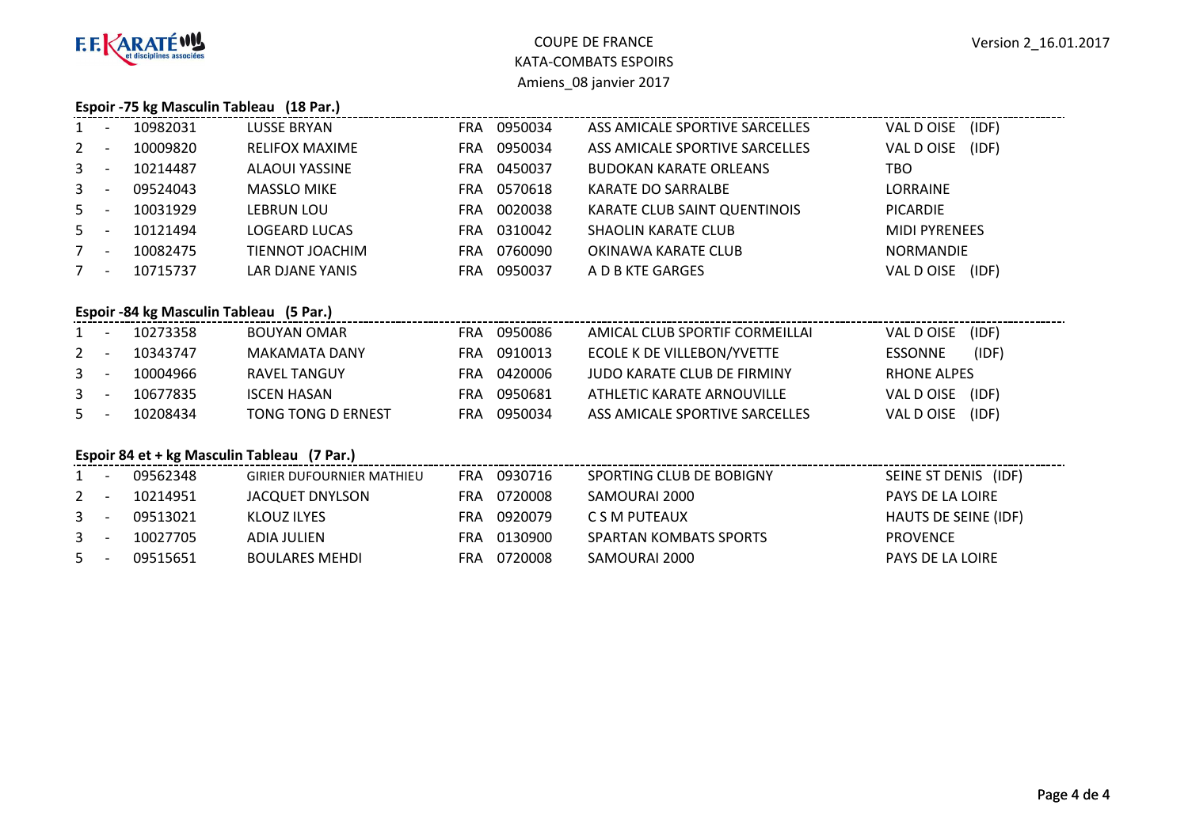COUPE DE FRANCE
KATA-COMBATS ESPOIRS
Amiens_08 janvier 2017

Version 2_16.01.2017

### Espoir -75 kg Masculin Tableau (18 Par.)

| | | | | | | | |
|---|---|---|---|---|---|---|---|
| 1 | - | 10982031 | LUSSE BRYAN | FRA | 0950034 | ASS AMICALE SPORTIVE SARCELLES | VAL D OISE (IDF) |
| 2 | - | 10009820 | RELIFOX MAXIME | FRA | 0950034 | ASS AMICALE SPORTIVE SARCELLES | VAL D OISE (IDF) |
| 3 | - | 10214487 | ALAOUI YASSINE | FRA | 0450037 | BUDOKAN KARATE ORLEANS | TBO |
| 3 | - | 09524043 | MASSLO MIKE | FRA | 0570618 | KARATE DO SARRALBE | LORRAINE |
| 5 | - | 10031929 | LEBRUN LOU | FRA | 0020038 | KARATE CLUB SAINT QUENTINOIS | PICARDIE |
| 5 | - | 10121494 | LOGEARD LUCAS | FRA | 0310042 | SHAOLIN KARATE CLUB | MIDI PYRENEES |
| 7 | - | 10082475 | TIENNOT JOACHIM | FRA | 0760090 | OKINAWA KARATE CLUB | NORMANDIE |
| 7 | - | 10715737 | LAR DJANE YANIS | FRA | 0950037 | A D B KTE GARGES | VAL D OISE (IDF) |

### Espoir -84 kg Masculin Tableau (5 Par.)

| | | | | | | | |
|---|---|---|---|---|---|---|---|
| 1 | - | 10273358 | BOUYAN OMAR | FRA | 0950086 | AMICAL CLUB SPORTIF CORMEILLAI | VAL D OISE (IDF) |
| 2 | - | 10343747 | MAKAMATA DANY | FRA | 0910013 | ECOLE K DE VILLEBON/YVETTE | ESSONNE (IDF) |
| 3 | - | 10004966 | RAVEL TANGUY | FRA | 0420006 | JUDO KARATE CLUB DE FIRMINY | RHONE ALPES |
| 3 | - | 10677835 | ISCEN HASAN | FRA | 0950681 | ATHLETIC KARATE ARNOUVILLE | VAL D OISE (IDF) |
| 5 | - | 10208434 | TONG TONG D ERNEST | FRA | 0950034 | ASS AMICALE SPORTIVE SARCELLES | VAL D OISE (IDF) |

### Espoir 84 et + kg Masculin Tableau (7 Par.)

| | | | | | | | |
|---|---|---|---|---|---|---|---|
| 1 | - | 09562348 | GIRIER DUFOURNIER MATHIEU | FRA | 0930716 | SPORTING CLUB DE BOBIGNY | SEINE ST DENIS (IDF) |
| 2 | - | 10214951 | JACQUET DNYLSON | FRA | 0720008 | SAMOURAI 2000 | PAYS DE LA LOIRE |
| 3 | - | 09513021 | KLOUZ ILYES | FRA | 0920079 | C S M PUTEAUX | HAUTS DE SEINE (IDF) |
| 3 | - | 10027705 | ADIA JULIEN | FRA | 0130900 | SPARTAN KOMBATS SPORTS | PROVENCE |
| 5 | - | 09515651 | BOULARES MEHDI | FRA | 0720008 | SAMOURAI 2000 | PAYS DE LA LOIRE |